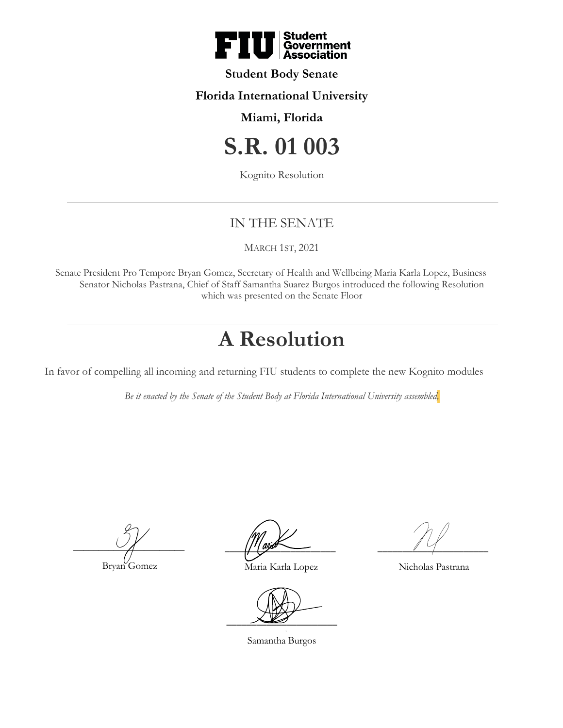**Student Body Senate**

**Florida International University**

**Miami, Florida**

# S.R. 01 003

Kognito Resolution

---

## IN THE SENATE

MARCH 1ST, 2021

Senate President Pro Tempore Bryan Gomez, Secretary of Health and Wellbeing Maria Karla Lopez, Business Senator Nicholas Pastrana, Chief of Staff Samantha Suarez Burgos introduced the following Resolution which was presented on the Senate Floor

---

# A Resolution

In favor of compelling all incoming and returning FIU students to complete the new Kognito modules

*Be it enacted by the Senate of the Student Body at Florida International University assembled,*

Bryan Gomez

Maria Karla Lopez

Nicholas Pastrana

Samantha Burgos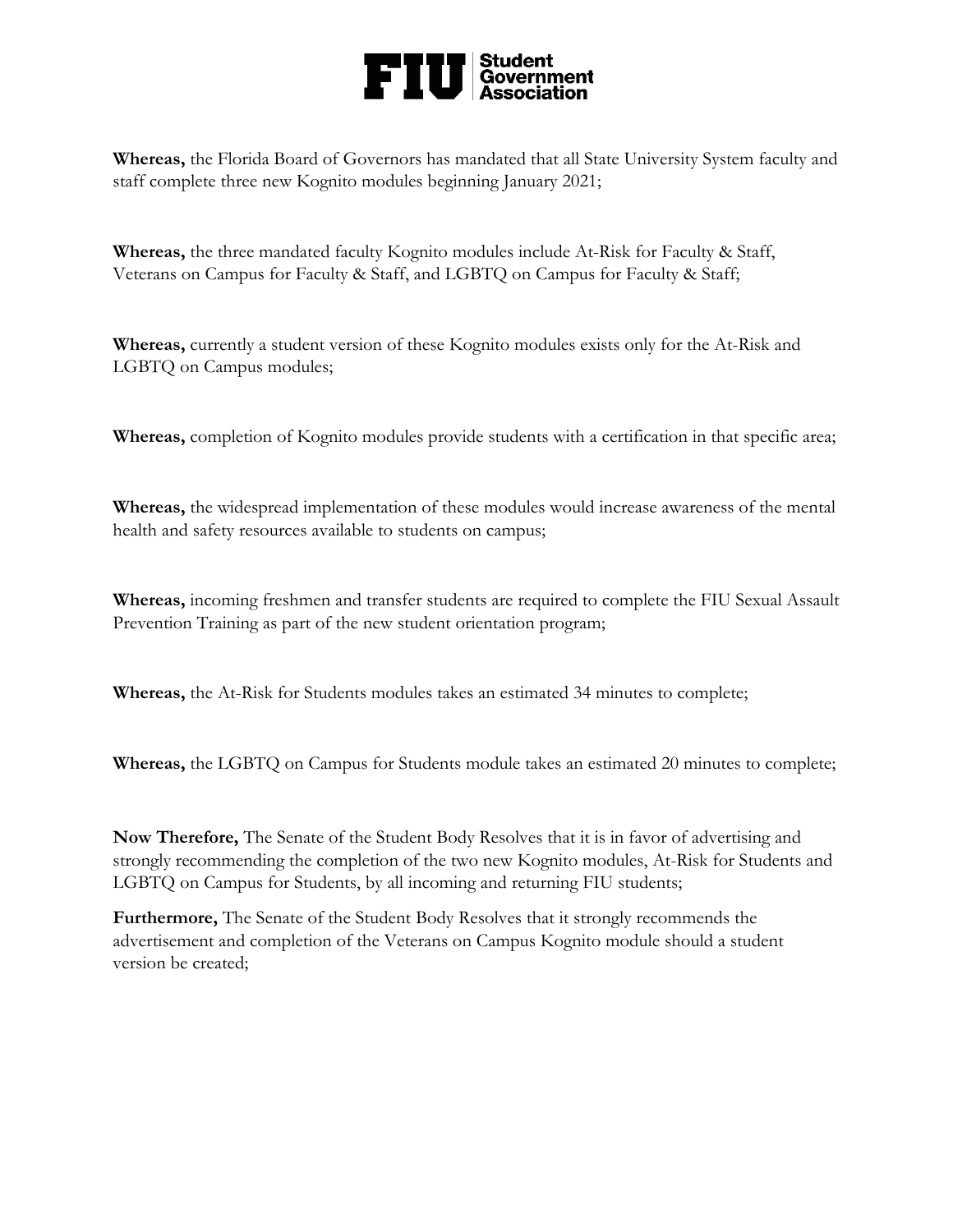**Whereas,** the Florida Board of Governors has mandated that all State University System faculty and staff complete three new Kognito modules beginning January 2021;

**Whereas,** the three mandated faculty Kognito modules include At-Risk for Faculty & Staff, Veterans on Campus for Faculty & Staff, and LGBTQ on Campus for Faculty & Staff;

**Whereas,** currently a student version of these Kognito modules exists only for the At-Risk and LGBTQ on Campus modules;

**Whereas,** completion of Kognito modules provide students with a certification in that specific area;

**Whereas,** the widespread implementation of these modules would increase awareness of the mental health and safety resources available to students on campus;

**Whereas,** incoming freshmen and transfer students are required to complete the FIU Sexual Assault Prevention Training as part of the new student orientation program;

**Whereas,** the At-Risk for Students modules takes an estimated 34 minutes to complete;

**Whereas,** the LGBTQ on Campus for Students module takes an estimated 20 minutes to complete;

**Now Therefore,** The Senate of the Student Body Resolves that it is in favor of advertising and strongly recommending the completion of the two new Kognito modules, At-Risk for Students and LGBTQ on Campus for Students, by all incoming and returning FIU students;

**Furthermore,** The Senate of the Student Body Resolves that it strongly recommends the advertisement and completion of the Veterans on Campus Kognito module should a student version be created;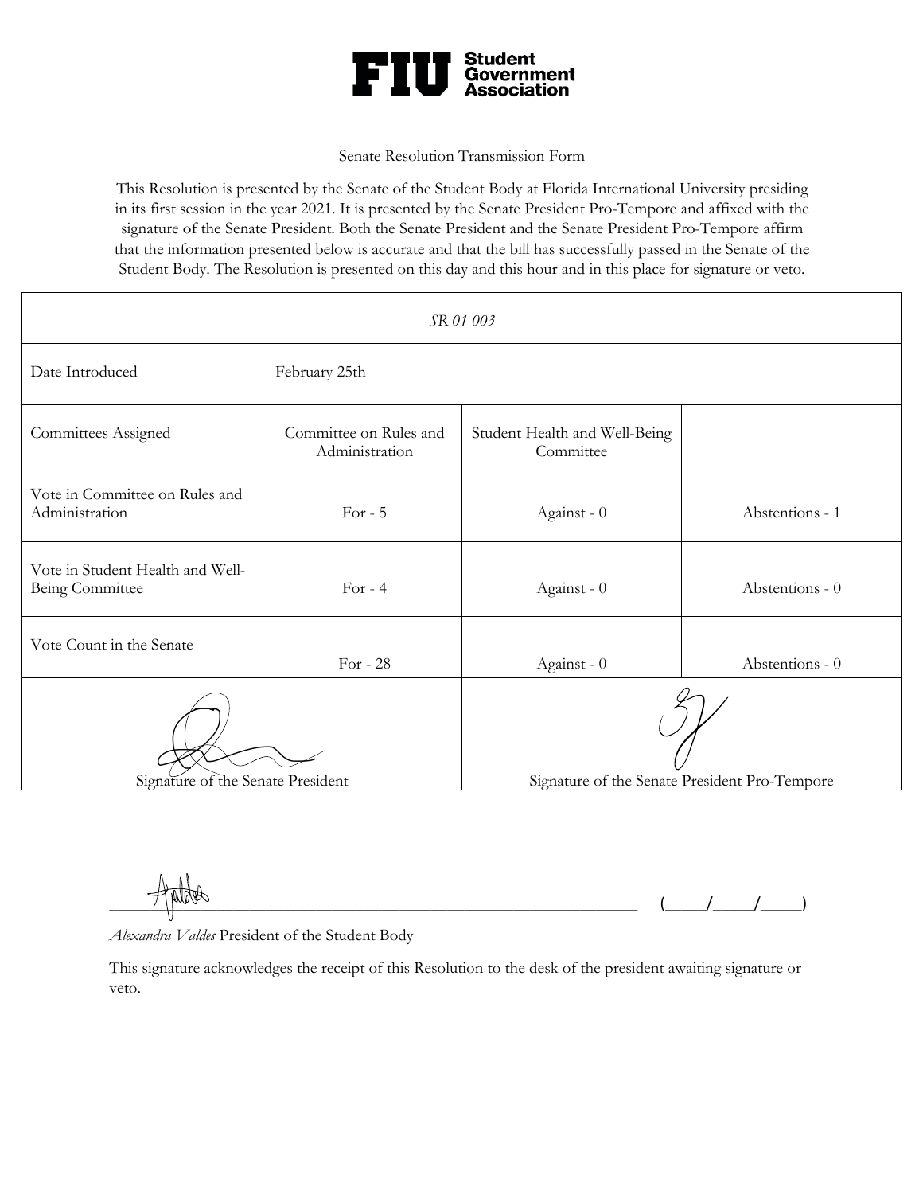**FIU Student Government Association**

Senate Resolution Transmission Form

This Resolution is presented by the Senate of the Student Body at Florida International University presiding in its first session in the year 2021. It is presented by the Senate President Pro-Tempore and affixed with the signature of the Senate President. Both the Senate President and the Senate President Pro-Tempore affirm that the information presented below is accurate and that the bill has successfully passed in the Senate of the Student Body. The Resolution is presented on this day and this hour and in this place for signature or veto.

| *SR 01 003* | | | |
|---|---|---|---|
| Date Introduced | February 25th | | |
| Committees Assigned | Committee on Rules and Administration | Student Health and Well-Being Committee | |
| Vote in Committee on Rules and Administration | For - 5 | Against - 0 | Abstentions - 1 |
| Vote in Student Health and Well-Being Committee | For - 4 | Against - 0 | Abstentions - 0 |
| Vote Count in the Senate | For - 28 | Against - 0 | Abstentions - 0 |
| Signature of the Senate President | | Signature of the Senate President Pro-Tempore | |

________________________________________ (_____/_____/_____)

*Alexandra Valdes* President of the Student Body

This signature acknowledges the receipt of this Resolution to the desk of the president awaiting signature or veto.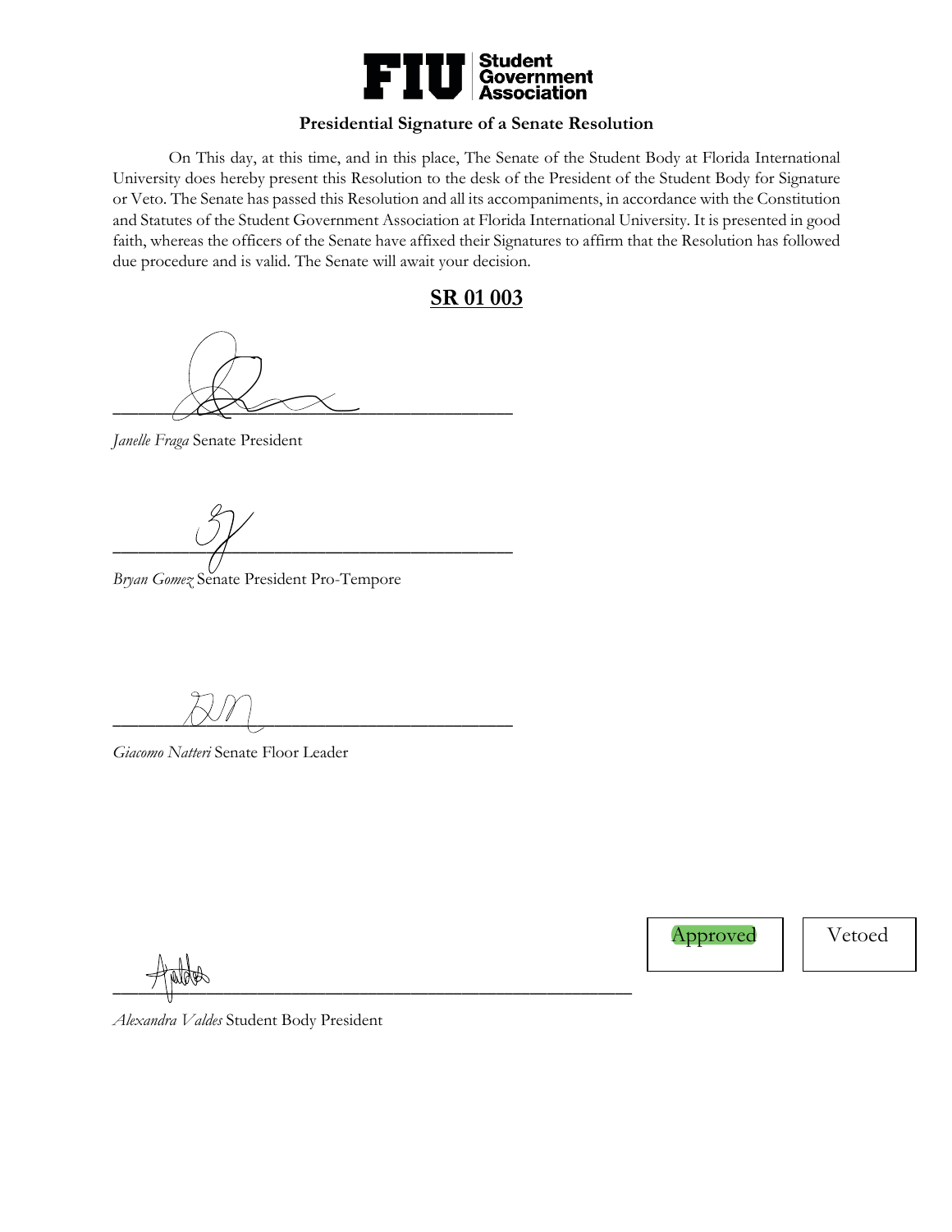**Presidential Signature of a Senate Resolution**

On This day, at this time, and in this place, The Senate of the Student Body at Florida International University does hereby present this Resolution to the desk of the President of the Student Body for Signature or Veto. The Senate has passed this Resolution and all its accompaniments, in accordance with the Constitution and Statutes of the Student Government Association at Florida International University. It is presented in good faith, whereas the officers of the Senate have affixed their Signatures to affirm that the Resolution has followed due procedure and is valid. The Senate will await your decision.

## SR 01 003

\_\_\_\_\_\_\_\_\_\_\_\_\_\_\_\_\_\_\_\_\_\_\_\_\_\_\_\_\_\_\_\_\_\_\_\_\_\_\_\_

*Janelle Fraga* Senate President

\_\_\_\_\_\_\_\_\_\_\_\_\_\_\_\_\_\_\_\_\_\_\_\_\_\_\_\_\_\_\_\_\_\_\_\_\_\_\_\_

*Bryan Gomez* Senate President Pro-Tempore

\_\_\_\_\_\_\_\_\_\_\_\_\_\_\_\_\_\_\_\_\_\_\_\_\_\_\_\_\_\_\_\_\_\_\_\_\_\_\_\_

*Giacomo Natteri* Senate Floor Leader

\_\_\_\_\_\_\_\_\_\_\_\_\_\_\_\_\_\_\_\_\_\_\_\_\_\_\_\_\_\_\_\_\_\_\_\_\_\_\_\_\_\_\_\_\_\_\_\_\_\_\_\_

*Alexandra Valdes* Student Body President

| Approved | Vetoed |
| --- | --- |